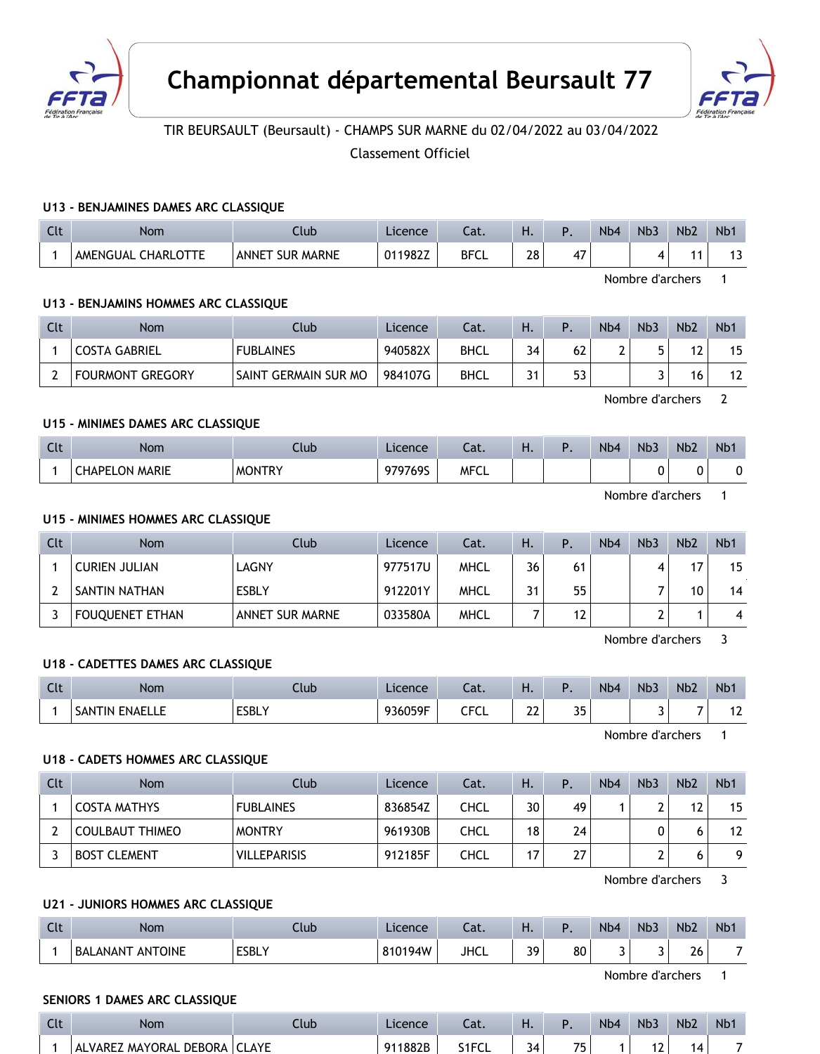# Championnat départemental Beursault 77

TIR BEURSAULT (Beursault) - CHAMPS SUR MARNE du 02/04/2022 au 03/04/2022

Classement Officiel

### U13 - BENJAMINES DAMES ARC CLASSIQUE

| Clt | Nom | Club | Licence | Cat. | H. | P. | Nb4 | Nb3 | Nb2 | Nb1 |
|---|---|---|---|---|---|---|---|---|---|---|
| 1 | AMENGUAL CHARLOTTE | ANNET SUR MARNE | 011982Z | BFCL | 28 | 47 | | 4 | 11 | 13 |

Nombre d'archers 1

### U13 - BENJAMINS HOMMES ARC CLASSIQUE

| Clt | Nom | Club | Licence | Cat. | H. | P. | Nb4 | Nb3 | Nb2 | Nb1 |
|---|---|---|---|---|---|---|---|---|---|---|
| 1 | COSTA GABRIEL | FUBLAINES | 940582X | BHCL | 34 | 62 | 2 | 5 | 12 | 15 |
| 2 | FOURMONT GREGORY | SAINT GERMAIN SUR MO | 984107G | BHCL | 31 | 53 | | 3 | 16 | 12 |

Nombre d'archers 2

### U15 - MINIMES DAMES ARC CLASSIQUE

| Clt | Nom | Club | Licence | Cat. | H. | P. | Nb4 | Nb3 | Nb2 | Nb1 |
|---|---|---|---|---|---|---|---|---|---|---|
| 1 | CHAPELON MARIE | MONTRY | 979769S | MFCL | | | | 0 | 0 | 0 |

Nombre d'archers 1

### U15 - MINIMES HOMMES ARC CLASSIQUE

| Clt | Nom | Club | Licence | Cat. | H. | P. | Nb4 | Nb3 | Nb2 | Nb1 |
|---|---|---|---|---|---|---|---|---|---|---|
| 1 | CURIEN JULIAN | LAGNY | 977517U | MHCL | 36 | 61 | | 4 | 17 | 15 |
| 2 | SANTIN NATHAN | ESBLY | 912201Y | MHCL | 31 | 55 | | 7 | 10 | 14 |
| 3 | FOUQUENET ETHAN | ANNET SUR MARNE | 033580A | MHCL | 7 | 12 | | 2 | 1 | 4 |

Nombre d'archers 3

### U18 - CADETTES DAMES ARC CLASSIQUE

| Clt | Nom | Club | Licence | Cat. | H. | P. | Nb4 | Nb3 | Nb2 | Nb1 |
|---|---|---|---|---|---|---|---|---|---|---|
| 1 | SANTIN ENAELLE | ESBLY | 936059F | CFCL | 22 | 35 | | 3 | 7 | 12 |

Nombre d'archers 1

### U18 - CADETS HOMMES ARC CLASSIQUE

| Clt | Nom | Club | Licence | Cat. | H. | P. | Nb4 | Nb3 | Nb2 | Nb1 |
|---|---|---|---|---|---|---|---|---|---|---|
| 1 | COSTA MATHYS | FUBLAINES | 836854Z | CHCL | 30 | 49 | 1 | 2 | 12 | 15 |
| 2 | COULBAUT THIMEO | MONTRY | 961930B | CHCL | 18 | 24 | | 0 | 6 | 12 |
| 3 | BOST CLEMENT | VILLEPARISIS | 912185F | CHCL | 17 | 27 | | 2 | 6 | 9 |

Nombre d'archers 3

### U21 - JUNIORS HOMMES ARC CLASSIQUE

| Clt | Nom | Club | Licence | Cat. | H. | P. | Nb4 | Nb3 | Nb2 | Nb1 |
|---|---|---|---|---|---|---|---|---|---|---|
| 1 | BALANANT ANTOINE | ESBLY | 810194W | JHCL | 39 | 80 | 3 | 3 | 26 | 7 |

Nombre d'archers 1

### SENIORS 1 DAMES ARC CLASSIQUE

| Clt | Nom | Club | Licence | Cat. | H. | P. | Nb4 | Nb3 | Nb2 | Nb1 |
|---|---|---|---|---|---|---|---|---|---|---|
| 1 | ALVAREZ MAYORAL DEBORA | CLAYE | 911882B | S1FCL | 34 | 75 | 1 | 12 | 14 | 7 |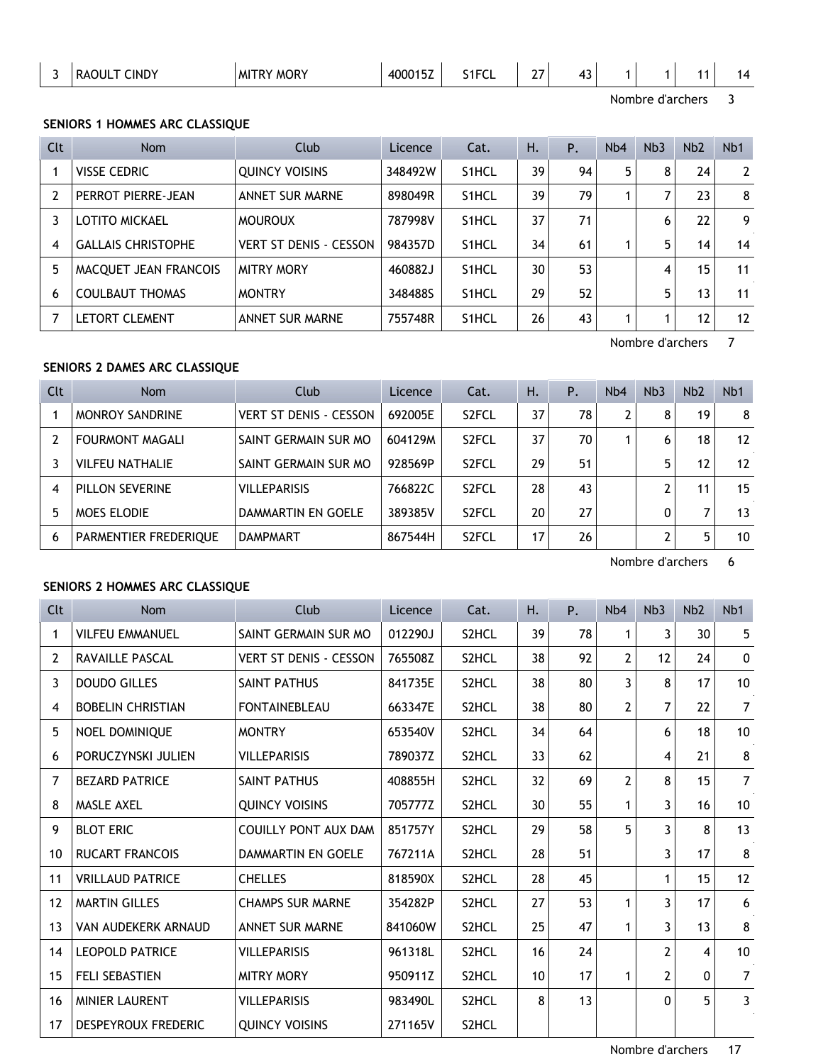| 3 | RAOULT CINDY | MITRY MORY | 400015Z | S1FCL | 27 | 43 | 1 | 1 | 11 | 14 |
|---|---|---|---|---|---|---|---|---|---|---|

Nombre d'archers 3

**SENIORS 1 HOMMES ARC CLASSIQUE**

| Clt | Nom | Club | Licence | Cat. | H. | P. | Nb4 | Nb3 | Nb2 | Nb1 |
|---|---|---|---|---|---|---|---|---|---|---|
| 1 | VISSE CEDRIC | QUINCY VOISINS | 348492W | S1HCL | 39 | 94 | 5 | 8 | 24 | 2 |
| 2 | PERROT PIERRE-JEAN | ANNET SUR MARNE | 898049R | S1HCL | 39 | 79 | 1 | 7 | 23 | 8 |
| 3 | LOTITO MICKAEL | MOUROUX | 787998V | S1HCL | 37 | 71 | | 6 | 22 | 9 |
| 4 | GALLAIS CHRISTOPHE | VERT ST DENIS - CESSON | 984357D | S1HCL | 34 | 61 | 1 | 5 | 14 | 14 |
| 5 | MACQUET JEAN FRANCOIS | MITRY MORY | 460882J | S1HCL | 30 | 53 | | 4 | 15 | 11 |
| 6 | COULBAUT THOMAS | MONTRY | 348488S | S1HCL | 29 | 52 | | 5 | 13 | 11 |
| 7 | LETORT CLEMENT | ANNET SUR MARNE | 755748R | S1HCL | 26 | 43 | 1 | 1 | 12 | 12 |

Nombre d'archers 7

**SENIORS 2 DAMES ARC CLASSIQUE**

| Clt | Nom | Club | Licence | Cat. | H. | P. | Nb4 | Nb3 | Nb2 | Nb1 |
|---|---|---|---|---|---|---|---|---|---|---|
| 1 | MONROY SANDRINE | VERT ST DENIS - CESSON | 692005E | S2FCL | 37 | 78 | 2 | 8 | 19 | 8 |
| 2 | FOURMONT MAGALI | SAINT GERMAIN SUR MO | 604129M | S2FCL | 37 | 70 | 1 | 6 | 18 | 12 |
| 3 | VILFEU NATHALIE | SAINT GERMAIN SUR MO | 928569P | S2FCL | 29 | 51 | | 5 | 12 | 12 |
| 4 | PILLON SEVERINE | VILLEPARISIS | 766822C | S2FCL | 28 | 43 | | 2 | 11 | 15 |
| 5 | MOES ELODIE | DAMMARTIN EN GOELE | 389385V | S2FCL | 20 | 27 | | 0 | 7 | 13 |
| 6 | PARMENTIER FREDERIQUE | DAMPMART | 867544H | S2FCL | 17 | 26 | | 2 | 5 | 10 |

Nombre d'archers 6

**SENIORS 2 HOMMES ARC CLASSIQUE**

| Clt | Nom | Club | Licence | Cat. | H. | P. | Nb4 | Nb3 | Nb2 | Nb1 |
|---|---|---|---|---|---|---|---|---|---|---|
| 1 | VILFEU EMMANUEL | SAINT GERMAIN SUR MO | 012290J | S2HCL | 39 | 78 | 1 | 3 | 30 | 5 |
| 2 | RAVAILLE PASCAL | VERT ST DENIS - CESSON | 765508Z | S2HCL | 38 | 92 | 2 | 12 | 24 | 0 |
| 3 | DOUDO GILLES | SAINT PATHUS | 841735E | S2HCL | 38 | 80 | 3 | 8 | 17 | 10 |
| 4 | BOBELIN CHRISTIAN | FONTAINEBLEAU | 663347E | S2HCL | 38 | 80 | 2 | 7 | 22 | 7 |
| 5 | NOEL DOMINIQUE | MONTRY | 653540V | S2HCL | 34 | 64 | | 6 | 18 | 10 |
| 6 | PORUCZYNSKI JULIEN | VILLEPARISIS | 789037Z | S2HCL | 33 | 62 | | 4 | 21 | 8 |
| 7 | BEZARD PATRICE | SAINT PATHUS | 408855H | S2HCL | 32 | 69 | 2 | 8 | 15 | 7 |
| 8 | MASLE AXEL | QUINCY VOISINS | 705777Z | S2HCL | 30 | 55 | 1 | 3 | 16 | 10 |
| 9 | BLOT ERIC | COUILLY PONT AUX DAM | 851757Y | S2HCL | 29 | 58 | 5 | 3 | 8 | 13 |
| 10 | RUCART FRANCOIS | DAMMARTIN EN GOELE | 767211A | S2HCL | 28 | 51 | | 3 | 17 | 8 |
| 11 | VRILLAUD PATRICE | CHELLES | 818590X | S2HCL | 28 | 45 | | 1 | 15 | 12 |
| 12 | MARTIN GILLES | CHAMPS SUR MARNE | 354282P | S2HCL | 27 | 53 | 1 | 3 | 17 | 6 |
| 13 | VAN AUDEKERK ARNAUD | ANNET SUR MARNE | 841060W | S2HCL | 25 | 47 | 1 | 3 | 13 | 8 |
| 14 | LEOPOLD PATRICE | VILLEPARISIS | 961318L | S2HCL | 16 | 24 | | 2 | 4 | 10 |
| 15 | FELI SEBASTIEN | MITRY MORY | 950911Z | S2HCL | 10 | 17 | 1 | 2 | 0 | 7 |
| 16 | MINIER LAURENT | VILLEPARISIS | 983490L | S2HCL | 8 | 13 | | 0 | 5 | 3 |
| 17 | DESPEYROUX FREDERIC | QUINCY VOISINS | 271165V | S2HCL | | | | | | |

Nombre d'archers 17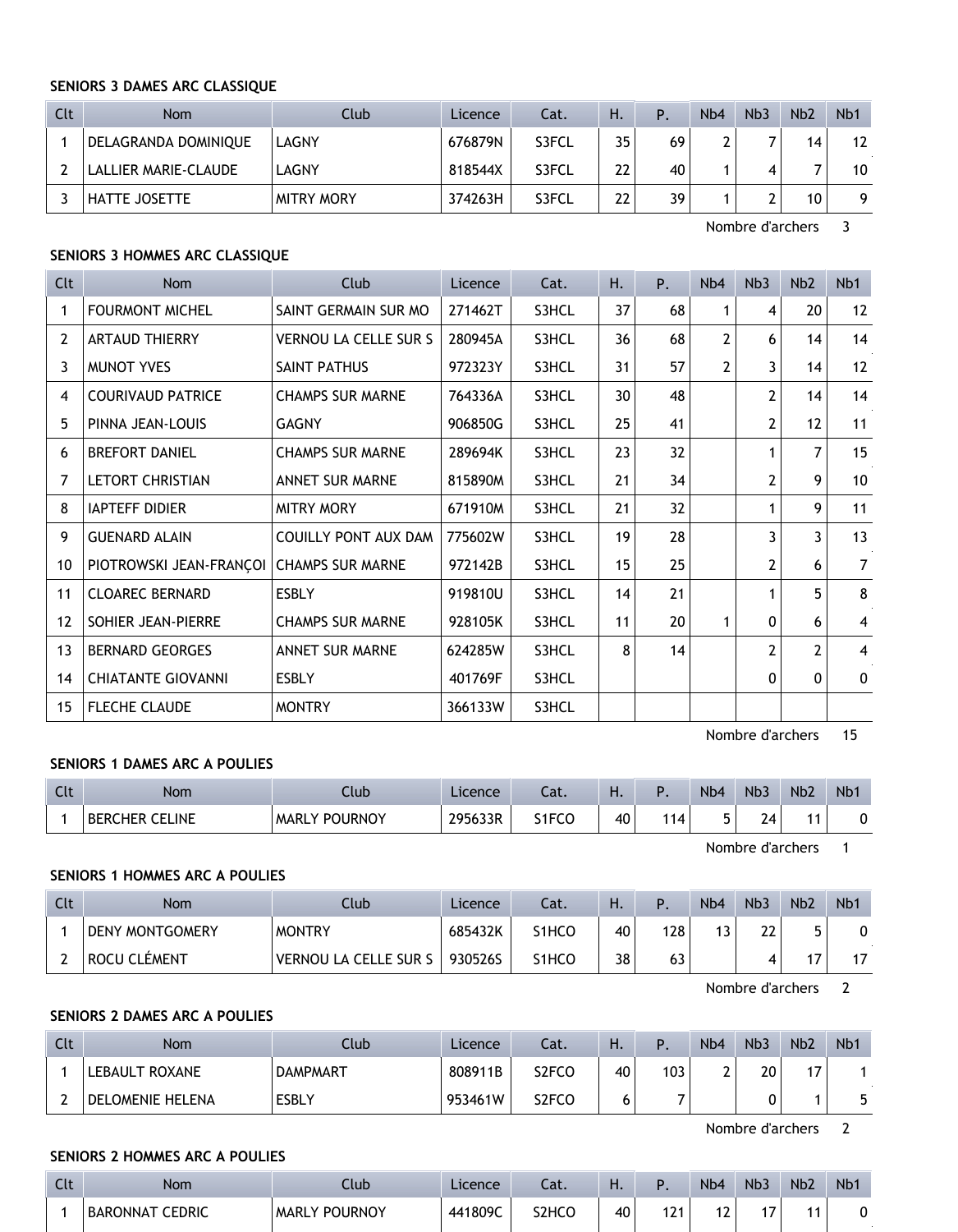**SENIORS 3 DAMES ARC CLASSIQUE**

| Clt | Nom | Club | Licence | Cat. | H. | P. | Nb4 | Nb3 | Nb2 | Nb1 |
|---|---|---|---|---|---|---|---|---|---|---|
| 1 | DELAGRANDA DOMINIQUE | LAGNY | 676879N | S3FCL | 35 | 69 | 2 | 7 | 14 | 12 |
| 2 | LALLIER MARIE-CLAUDE | LAGNY | 818544X | S3FCL | 22 | 40 | 1 | 4 | 7 | 10 |
| 3 | HATTE JOSETTE | MITRY MORY | 374263H | S3FCL | 22 | 39 | 1 | 2 | 10 | 9 |

Nombre d'archers 3

**SENIORS 3 HOMMES ARC CLASSIQUE**

| Clt | Nom | Club | Licence | Cat. | H. | P. | Nb4 | Nb3 | Nb2 | Nb1 |
|---|---|---|---|---|---|---|---|---|---|---|
| 1 | FOURMONT MICHEL | SAINT GERMAIN SUR MO | 271462T | S3HCL | 37 | 68 | 1 | 4 | 20 | 12 |
| 2 | ARTAUD THIERRY | VERNOU LA CELLE SUR S | 280945A | S3HCL | 36 | 68 | 2 | 6 | 14 | 14 |
| 3 | MUNOT YVES | SAINT PATHUS | 972323Y | S3HCL | 31 | 57 | 2 | 3 | 14 | 12 |
| 4 | COURIVAUD PATRICE | CHAMPS SUR MARNE | 764336A | S3HCL | 30 | 48 | | 2 | 14 | 14 |
| 5 | PINNA JEAN-LOUIS | GAGNY | 906850G | S3HCL | 25 | 41 | | 2 | 12 | 11 |
| 6 | BREFORT DANIEL | CHAMPS SUR MARNE | 289694K | S3HCL | 23 | 32 | | 1 | 7 | 15 |
| 7 | LETORT CHRISTIAN | ANNET SUR MARNE | 815890M | S3HCL | 21 | 34 | | 2 | 9 | 10 |
| 8 | IAPTEFF DIDIER | MITRY MORY | 671910M | S3HCL | 21 | 32 | | 1 | 9 | 11 |
| 9 | GUENARD ALAIN | COUILLY PONT AUX DAM | 775602W | S3HCL | 19 | 28 | | 3 | 3 | 13 |
| 10 | PIOTROWSKI JEAN-FRANÇOI | CHAMPS SUR MARNE | 972142B | S3HCL | 15 | 25 | | 2 | 6 | 7 |
| 11 | CLOAREC BERNARD | ESBLY | 919810U | S3HCL | 14 | 21 | | 1 | 5 | 8 |
| 12 | SOHIER JEAN-PIERRE | CHAMPS SUR MARNE | 928105K | S3HCL | 11 | 20 | 1 | 0 | 6 | 4 |
| 13 | BERNARD GEORGES | ANNET SUR MARNE | 624285W | S3HCL | 8 | 14 | | 2 | 2 | 4 |
| 14 | CHIATANTE GIOVANNI | ESBLY | 401769F | S3HCL | | | | 0 | 0 | 0 |
| 15 | FLECHE CLAUDE | MONTRY | 366133W | S3HCL | | | | | | |

Nombre d'archers 15

**SENIORS 1 DAMES ARC A POULIES**

| Clt | Nom | Club | Licence | Cat. | H. | P. | Nb4 | Nb3 | Nb2 | Nb1 |
|---|---|---|---|---|---|---|---|---|---|---|
| 1 | BERCHER CELINE | MARLY POURNOY | 295633R | S1FCO | 40 | 114 | 5 | 24 | 11 | 0 |

Nombre d'archers 1

**SENIORS 1 HOMMES ARC A POULIES**

| Clt | Nom | Club | Licence | Cat. | H. | P. | Nb4 | Nb3 | Nb2 | Nb1 |
|---|---|---|---|---|---|---|---|---|---|---|
| 1 | DENY MONTGOMERY | MONTRY | 685432K | S1HCO | 40 | 128 | 13 | 22 | 5 | 0 |
| 2 | ROCU CLÉMENT | VERNOU LA CELLE SUR S | 930526S | S1HCO | 38 | 63 | | 4 | 17 | 17 |

Nombre d'archers 2

**SENIORS 2 DAMES ARC A POULIES**

| Clt | Nom | Club | Licence | Cat. | H. | P. | Nb4 | Nb3 | Nb2 | Nb1 |
|---|---|---|---|---|---|---|---|---|---|---|
| 1 | LEBAULT ROXANE | DAMPMART | 808911B | S2FCO | 40 | 103 | 2 | 20 | 17 | 1 |
| 2 | DELOMENIE HELENA | ESBLY | 953461W | S2FCO | 6 | 7 | | 0 | 1 | 5 |

Nombre d'archers 2

**SENIORS 2 HOMMES ARC A POULIES**

| Clt | Nom | Club | Licence | Cat. | H. | P. | Nb4 | Nb3 | Nb2 | Nb1 |
|---|---|---|---|---|---|---|---|---|---|---|
| 1 | BARONNAT CEDRIC | MARLY POURNOY | 441809C | S2HCO | 40 | 121 | 12 | 17 | 11 | 0 |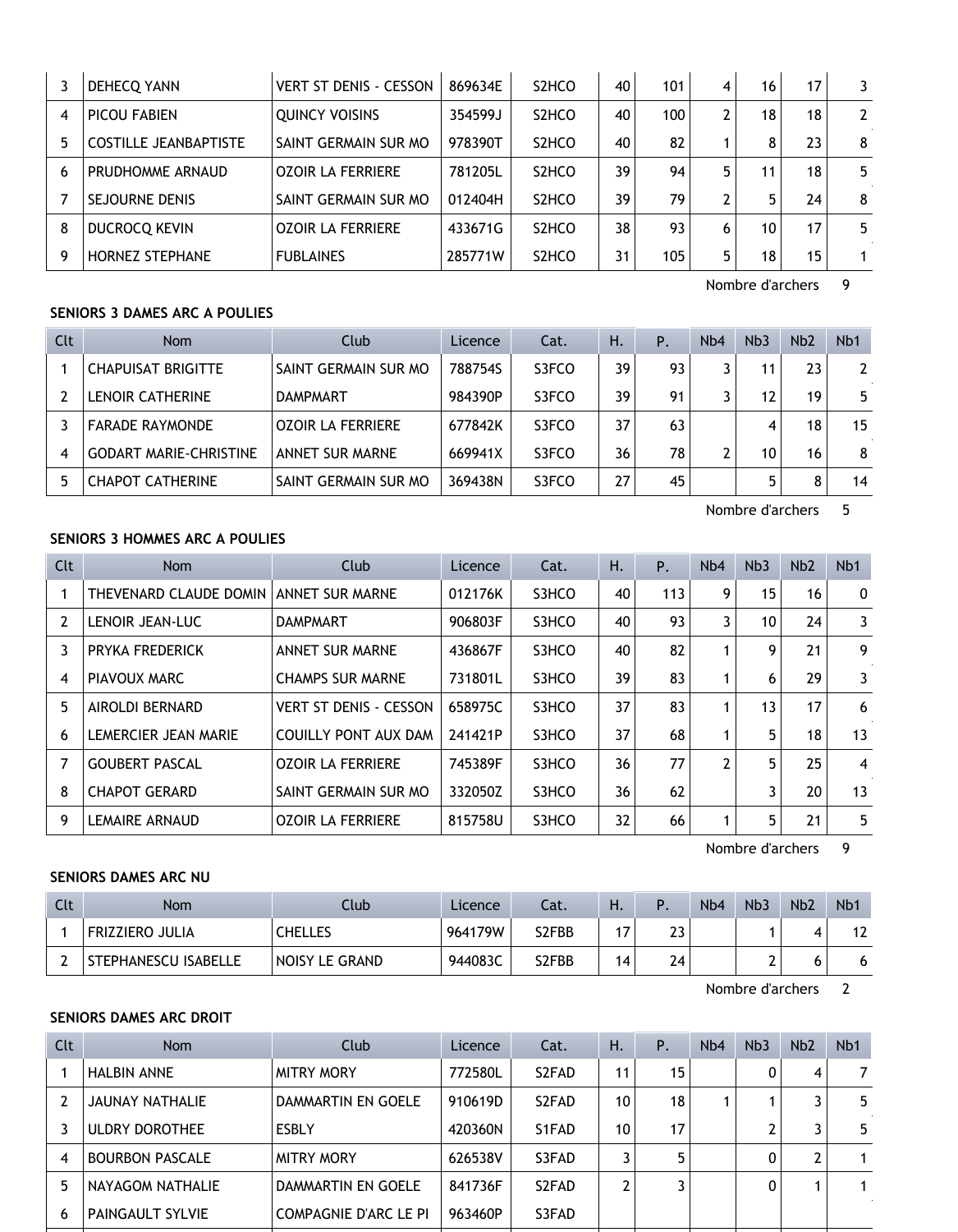| Clt | Nom | Club | Licence | Cat. | H. | P. | Nb4 | Nb3 | Nb2 | Nb1 |
|---|---|---|---|---|---|---|---|---|---|---|
| 3 | DEHECQ YANN | VERT ST DENIS - CESSON | 869634E | S2HCO | 40 | 101 | 4 | 16 | 17 | 3 |
| 4 | PICOU FABIEN | QUINCY VOISINS | 354599J | S2HCO | 40 | 100 | 2 | 18 | 18 | 2 |
| 5 | COSTILLE JEANBAPTISTE | SAINT GERMAIN SUR MO | 978390T | S2HCO | 40 | 82 | 1 | 8 | 23 | 8 |
| 6 | PRUDHOMME ARNAUD | OZOIR LA FERRIERE | 781205L | S2HCO | 39 | 94 | 5 | 11 | 18 | 5 |
| 7 | SEJOURNE DENIS | SAINT GERMAIN SUR MO | 012404H | S2HCO | 39 | 79 | 2 | 5 | 24 | 8 |
| 8 | DUCROCQ KEVIN | OZOIR LA FERRIERE | 433671G | S2HCO | 38 | 93 | 6 | 10 | 17 | 5 |
| 9 | HORNEZ STEPHANE | FUBLAINES | 285771W | S2HCO | 31 | 105 | 5 | 18 | 15 | 1 |

Nombre d'archers 9

**SENIORS 3 DAMES ARC A POULIES**

| Clt | Nom | Club | Licence | Cat. | H. | P. | Nb4 | Nb3 | Nb2 | Nb1 |
|---|---|---|---|---|---|---|---|---|---|---|
| 1 | CHAPUISAT BRIGITTE | SAINT GERMAIN SUR MO | 788754S | S3FCO | 39 | 93 | 3 | 11 | 23 | 2 |
| 2 | LENOIR CATHERINE | DAMPMART | 984390P | S3FCO | 39 | 91 | 3 | 12 | 19 | 5 |
| 3 | FARADE RAYMONDE | OZOIR LA FERRIERE | 677842K | S3FCO | 37 | 63 | | 4 | 18 | 15 |
| 4 | GODART MARIE-CHRISTINE | ANNET SUR MARNE | 669941X | S3FCO | 36 | 78 | 2 | 10 | 16 | 8 |
| 5 | CHAPOT CATHERINE | SAINT GERMAIN SUR MO | 369438N | S3FCO | 27 | 45 | | 5 | 8 | 14 |

Nombre d'archers 5

**SENIORS 3 HOMMES ARC A POULIES**

| Clt | Nom | Club | Licence | Cat. | H. | P. | Nb4 | Nb3 | Nb2 | Nb1 |
|---|---|---|---|---|---|---|---|---|---|---|
| 1 | THEVENARD CLAUDE DOMIN | ANNET SUR MARNE | 012176K | S3HCO | 40 | 113 | 9 | 15 | 16 | 0 |
| 2 | LENOIR JEAN-LUC | DAMPMART | 906803F | S3HCO | 40 | 93 | 3 | 10 | 24 | 3 |
| 3 | PRYKA FREDERICK | ANNET SUR MARNE | 436867F | S3HCO | 40 | 82 | 1 | 9 | 21 | 9 |
| 4 | PIAVOUX MARC | CHAMPS SUR MARNE | 731801L | S3HCO | 39 | 83 | 1 | 6 | 29 | 3 |
| 5 | AIROLDI BERNARD | VERT ST DENIS - CESSON | 658975C | S3HCO | 37 | 83 | 1 | 13 | 17 | 6 |
| 6 | LEMERCIER JEAN MARIE | COUILLY PONT AUX DAM | 241421P | S3HCO | 37 | 68 | 1 | 5 | 18 | 13 |
| 7 | GOUBERT PASCAL | OZOIR LA FERRIERE | 745389F | S3HCO | 36 | 77 | 2 | 5 | 25 | 4 |
| 8 | CHAPOT GERARD | SAINT GERMAIN SUR MO | 332050Z | S3HCO | 36 | 62 | | 3 | 20 | 13 |
| 9 | LEMAIRE ARNAUD | OZOIR LA FERRIERE | 815758U | S3HCO | 32 | 66 | 1 | 5 | 21 | 5 |

Nombre d'archers 9

**SENIORS DAMES ARC NU**

| Clt | Nom | Club | Licence | Cat. | H. | P. | Nb4 | Nb3 | Nb2 | Nb1 |
|---|---|---|---|---|---|---|---|---|---|---|
| 1 | FRIZZIERO JULIA | CHELLES | 964179W | S2FBB | 17 | 23 | | 1 | 4 | 12 |
| 2 | STEPHANESCU ISABELLE | NOISY LE GRAND | 944083C | S2FBB | 14 | 24 | | 2 | 6 | 6 |

Nombre d'archers 2

**SENIORS DAMES ARC DROIT**

| Clt | Nom | Club | Licence | Cat. | H. | P. | Nb4 | Nb3 | Nb2 | Nb1 |
|---|---|---|---|---|---|---|---|---|---|---|
| 1 | HALBIN ANNE | MITRY MORY | 772580L | S2FAD | 11 | 15 | | 0 | 4 | 7 |
| 2 | JAUNAY NATHALIE | DAMMARTIN EN GOELE | 910619D | S2FAD | 10 | 18 | 1 | 1 | 3 | 5 |
| 3 | ULDRY DOROTHEE | ESBLY | 420360N | S1FAD | 10 | 17 | | 2 | 3 | 5 |
| 4 | BOURBON PASCALE | MITRY MORY | 626538V | S3FAD | 3 | 5 | | 0 | 2 | 1 |
| 5 | NAYAGOM NATHALIE | DAMMARTIN EN GOELE | 841736F | S2FAD | 2 | 3 | | 0 | 1 | 1 |
| 6 | PAINGAULT SYLVIE | COMPAGNIE D'ARC LE PI | 963460P | S3FAD | | | | | | |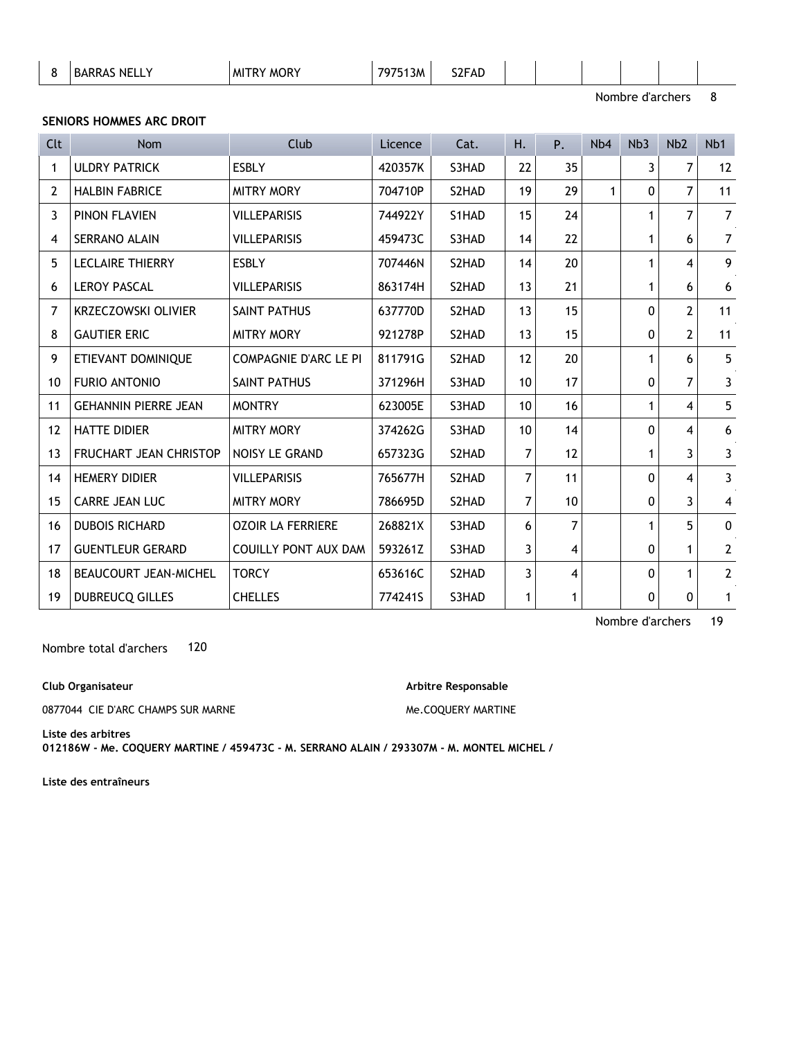| | | | | | | | | | | |
|---|---|---|---|---|---|---|---|---|---|---|
| 8 | BARRAS NELLY | MITRY MORY | 797513M | S2FAD | | | | | | |

Nombre d'archers 8

**SENIORS HOMMES ARC DROIT**

| Clt | Nom | Club | Licence | Cat. | H. | P. | Nb4 | Nb3 | Nb2 | Nb1 |
|---|---|---|---|---|---|---|---|---|---|---|
| 1 | ULDRY PATRICK | ESBLY | 420357K | S3HAD | 22 | 35 | | 3 | 7 | 12 |
| 2 | HALBIN FABRICE | MITRY MORY | 704710P | S2HAD | 19 | 29 | 1 | 0 | 7 | 11 |
| 3 | PINON FLAVIEN | VILLEPARISIS | 744922Y | S1HAD | 15 | 24 | | 1 | 7 | 7 |
| 4 | SERRANO ALAIN | VILLEPARISIS | 459473C | S3HAD | 14 | 22 | | 1 | 6 | 7 |
| 5 | LECLAIRE THIERRY | ESBLY | 707446N | S2HAD | 14 | 20 | | 1 | 4 | 9 |
| 6 | LEROY PASCAL | VILLEPARISIS | 863174H | S2HAD | 13 | 21 | | 1 | 6 | 6 |
| 7 | KRZECZOWSKI OLIVIER | SAINT PATHUS | 637770D | S2HAD | 13 | 15 | | 0 | 2 | 11 |
| 8 | GAUTIER ERIC | MITRY MORY | 921278P | S2HAD | 13 | 15 | | 0 | 2 | 11 |
| 9 | ETIEVANT DOMINIQUE | COMPAGNIE D'ARC LE PI | 811791G | S2HAD | 12 | 20 | | 1 | 6 | 5 |
| 10 | FURIO ANTONIO | SAINT PATHUS | 371296H | S3HAD | 10 | 17 | | 0 | 7 | 3 |
| 11 | GEHANNIN PIERRE JEAN | MONTRY | 623005E | S3HAD | 10 | 16 | | 1 | 4 | 5 |
| 12 | HATTE DIDIER | MITRY MORY | 374262G | S3HAD | 10 | 14 | | 0 | 4 | 6 |
| 13 | FRUCHART JEAN CHRISTOP | NOISY LE GRAND | 657323G | S2HAD | 7 | 12 | | 1 | 3 | 3 |
| 14 | HEMERY DIDIER | VILLEPARISIS | 765677H | S2HAD | 7 | 11 | | 0 | 4 | 3 |
| 15 | CARRE JEAN LUC | MITRY MORY | 786695D | S2HAD | 7 | 10 | | 0 | 3 | 4 |
| 16 | DUBOIS RICHARD | OZOIR LA FERRIERE | 268821X | S3HAD | 6 | 7 | | 1 | 5 | 0 |
| 17 | GUENTLEUR GERARD | COUILLY PONT AUX DAM | 593261Z | S3HAD | 3 | 4 | | 0 | 1 | 2 |
| 18 | BEAUCOURT JEAN-MICHEL | TORCY | 653616C | S2HAD | 3 | 4 | | 0 | 1 | 2 |
| 19 | DUBREUCQ GILLES | CHELLES | 774241S | S3HAD | 1 | 1 | | 0 | 0 | 1 |

Nombre d'archers 19

Nombre total d'archers 120

**Club Organisateur**

0877044 CIE D'ARC CHAMPS SUR MARNE

**Arbitre Responsable**

Me.COQUERY MARTINE

**Liste des arbitres**

**012186W - Me. COQUERY MARTINE / 459473C - M. SERRANO ALAIN / 293307M - M. MONTEL MICHEL /**

**Liste des entraîneurs**